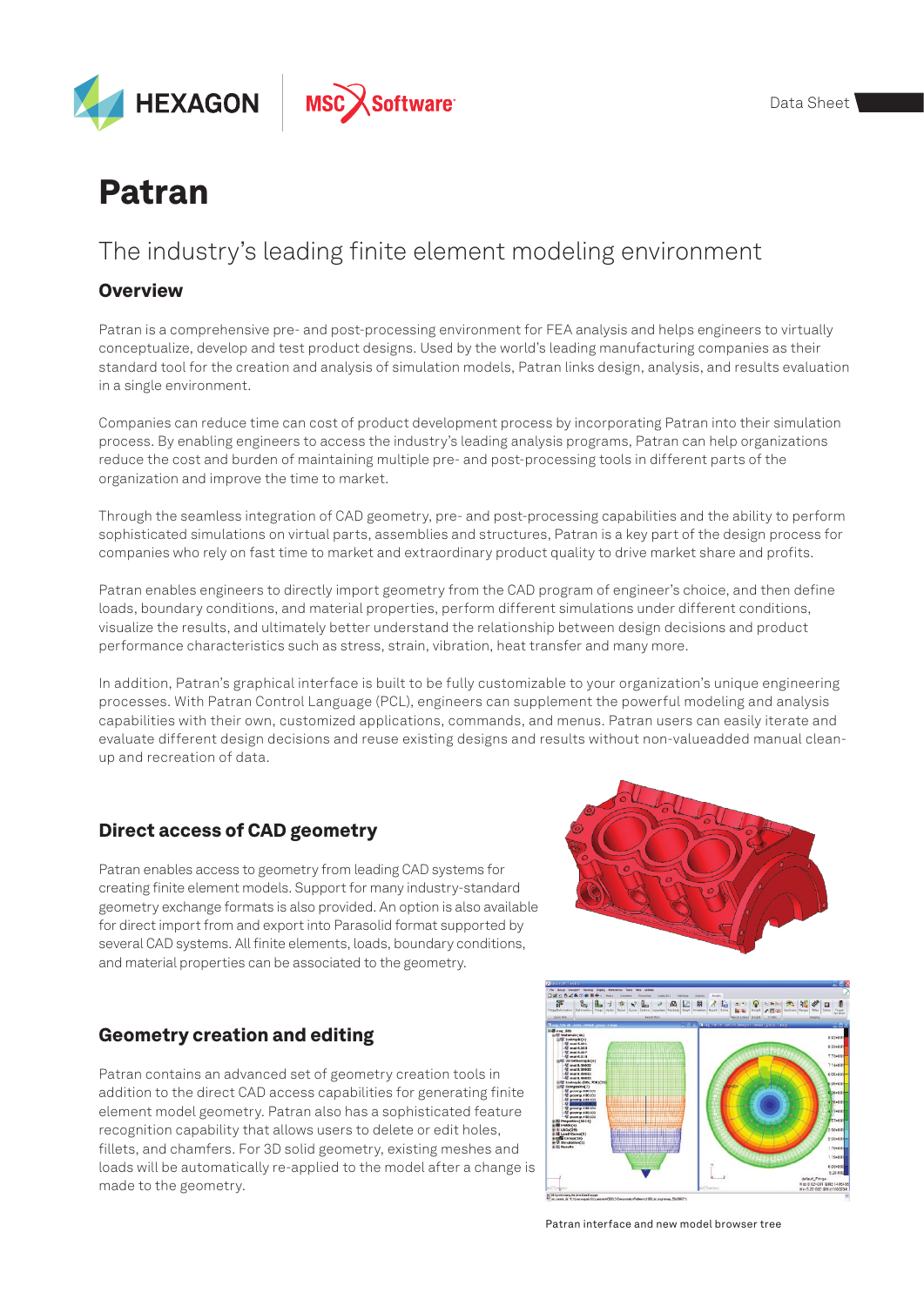# Patran

## The industry's leading finite element modeling environment

### Overview

Patran is a comprehensive pre- and post-processing environment for FEA analysis and helps engineers to virtually conceptualize, develop and test product designs. Used by the world's leading manufacturing companies as their standard tool for the creation and analysis of simulation models, Patran links design, analysis, and results evaluation in a single environment.

Companies can reduce time can cost of product development process by incorporating Patran into their simulation process. By enabling engineers to access the industry's leading analysis programs, Patran can help organizations reduce the cost and burden of maintaining multiple pre- and post-processing tools in different parts of the organization and improve the time to market.

Through the seamless integration of CAD geometry, pre- and post-processing capabilities and the ability to perform sophisticated simulations on virtual parts, assemblies and structures, Patran is a key part of the design process for companies who rely on fast time to market and extraordinary product quality to drive market share and profits.

Patran enables engineers to directly import geometry from the CAD program of engineer's choice, and then define loads, boundary conditions, and material properties, perform different simulations under different conditions, visualize the results, and ultimately better understand the relationship between design decisions and product performance characteristics such as stress, strain, vibration, heat transfer and many more.

In addition, Patran's graphical interface is built to be fully customizable to your organization's unique engineering processes. With Patran Control Language (PCL), engineers can supplement the powerful modeling and analysis capabilities with their own, customized applications, commands, and menus. Patran users can easily iterate and evaluate different design decisions and reuse existing designs and results without non-valueadded manual clean-up and recreation of data.

### Direct access of CAD geometry

Patran enables access to geometry from leading CAD systems for creating finite element models. Support for many industry-standard geometry exchange formats is also provided. An option is also available for direct import from and export into Parasolid format supported by several CAD systems. All finite elements, loads, boundary conditions, and material properties can be associated to the geometry.

### Geometry creation and editing

Patran contains an advanced set of geometry creation tools in addition to the direct CAD access capabilities for generating finite element model geometry. Patran also has a sophisticated feature recognition capability that allows users to delete or edit holes, fillets, and chamfers. For 3D solid geometry, existing meshes and loads will be automatically re-applied to the model after a change is made to the geometry.

Patran interface and new model browser tree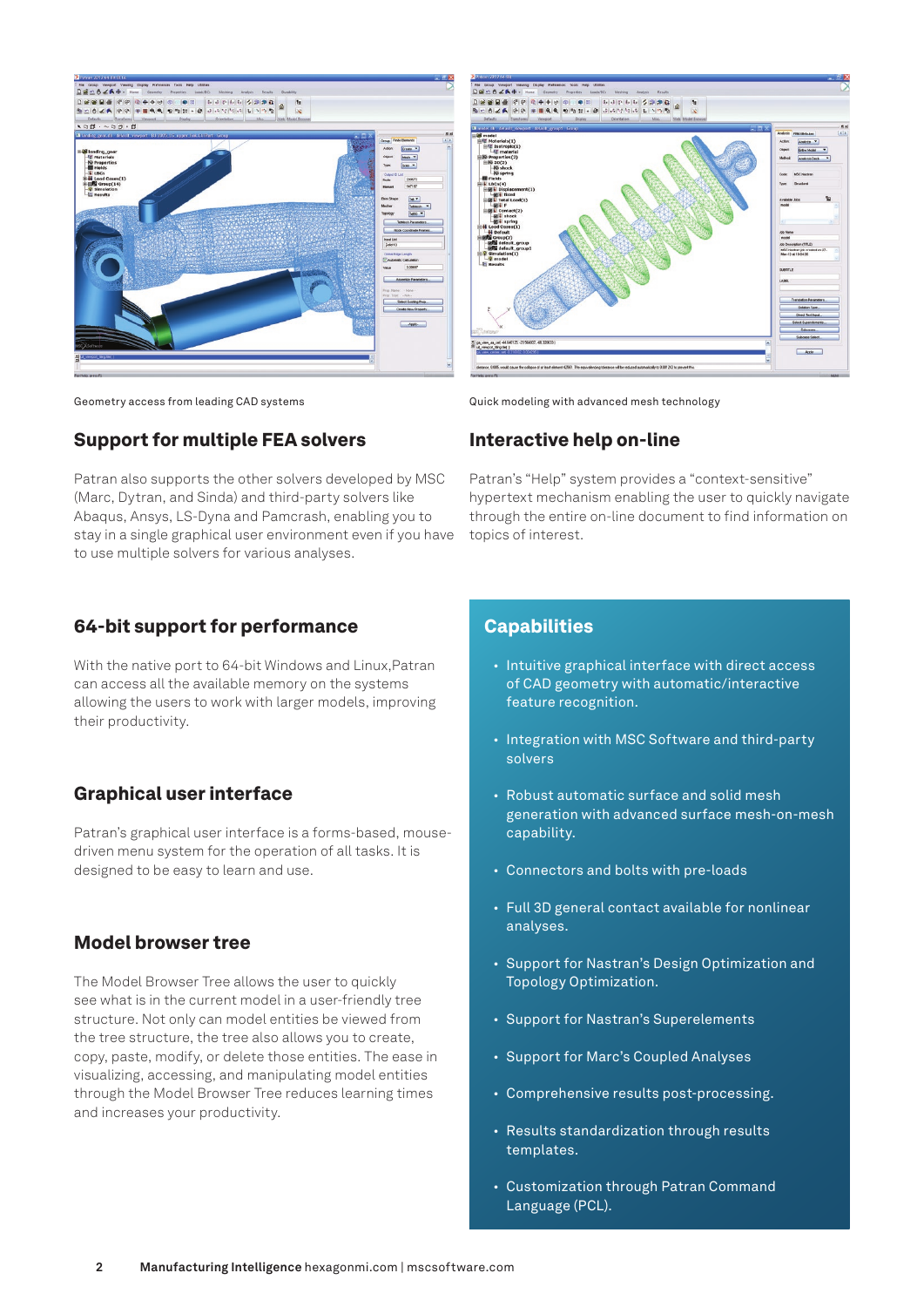Geometry access from leading CAD systems

Quick modeling with advanced mesh technology

## Support for multiple FEA solvers

Patran also supports the other solvers developed by MSC (Marc, Dytran, and Sinda) and third-party solvers like Abaqus, Ansys, LS-Dyna and Pamcrash, enabling you to stay in a single graphical user environment even if you have to use multiple solvers for various analyses.

## Interactive help on-line

Patran's "Help" system provides a "context-sensitive" hypertext mechanism enabling the user to quickly navigate through the entire on-line document to find information on topics of interest.

## 64-bit support for performance

With the native port to 64-bit Windows and Linux,Patran can access all the available memory on the systems allowing the users to work with larger models, improving their productivity.

## Graphical user interface

Patran's graphical user interface is a forms-based, mouse-driven menu system for the operation of all tasks. It is designed to be easy to learn and use.

## Model browser tree

The Model Browser Tree allows the user to quickly see what is in the current model in a user-friendly tree structure. Not only can model entities be viewed from the tree structure, the tree also allows you to create, copy, paste, modify, or delete those entities. The ease in visualizing, accessing, and manipulating model entities through the Model Browser Tree reduces learning times and increases your productivity.

## Capabilities

- Intuitive graphical interface with direct access of CAD geometry with automatic/interactive feature recognition.
- Integration with MSC Software and third-party solvers
- Robust automatic surface and solid mesh generation with advanced surface mesh-on-mesh capability.
- Connectors and bolts with pre-loads
- Full 3D general contact available for nonlinear analyses.
- Support for Nastran's Design Optimization and Topology Optimization.
- Support for Nastran's Superelements
- Support for Marc's Coupled Analyses
- Comprehensive results post-processing.
- Results standardization through results templates.
- Customization through Patran Command Language (PCL).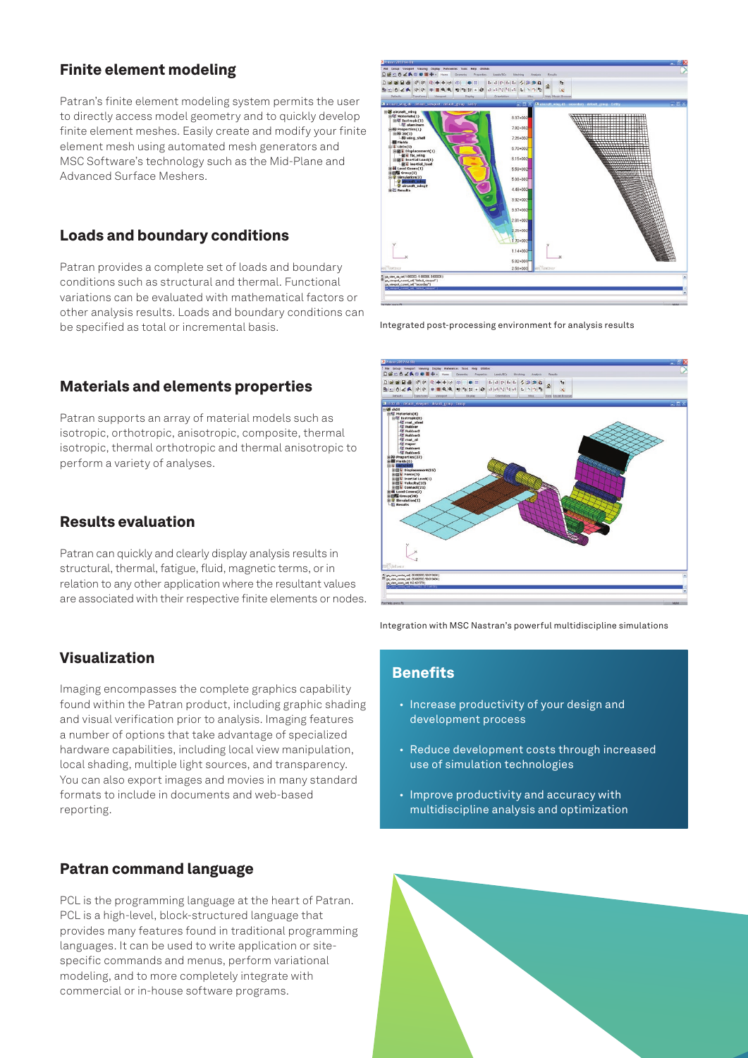## Finite element modeling

Patran's finite element modeling system permits the user to directly access model geometry and to quickly develop finite element meshes. Easily create and modify your finite element mesh using automated mesh generators and MSC Software's technology such as the Mid-Plane and Advanced Surface Meshers.

## Loads and boundary conditions

Patran provides a complete set of loads and boundary conditions such as structural and thermal. Functional variations can be evaluated with mathematical factors or other analysis results. Loads and boundary conditions can be specified as total or incremental basis.

## Materials and elements properties

Patran supports an array of material models such as isotropic, orthotropic, anisotropic, composite, thermal isotropic, thermal orthotropic and thermal anisotropic to perform a variety of analyses.

## Results evaluation

Patran can quickly and clearly display analysis results in structural, thermal, fatigue, fluid, magnetic terms, or in relation to any other application where the resultant values are associated with their respective finite elements or nodes.

## Visualization

Imaging encompasses the complete graphics capability found within the Patran product, including graphic shading and visual verification prior to analysis. Imaging features a number of options that take advantage of specialized hardware capabilities, including local view manipulation, local shading, multiple light sources, and transparency. You can also export images and movies in many standard formats to include in documents and web-based reporting.

## Patran command language

PCL is the programming language at the heart of Patran. PCL is a high-level, block-structured language that provides many features found in traditional programming languages. It can be used to write application or site-specific commands and menus, perform variational modeling, and to more completely integrate with commercial or in-house software programs.

Integrated post-processing environment for analysis results

Integration with MSC Nastran's powerful multidiscipline simulations

## Benefits

- Increase productivity of your design and development process
- Reduce development costs through increased use of simulation technologies
- Improve productivity and accuracy with multidiscipline analysis and optimization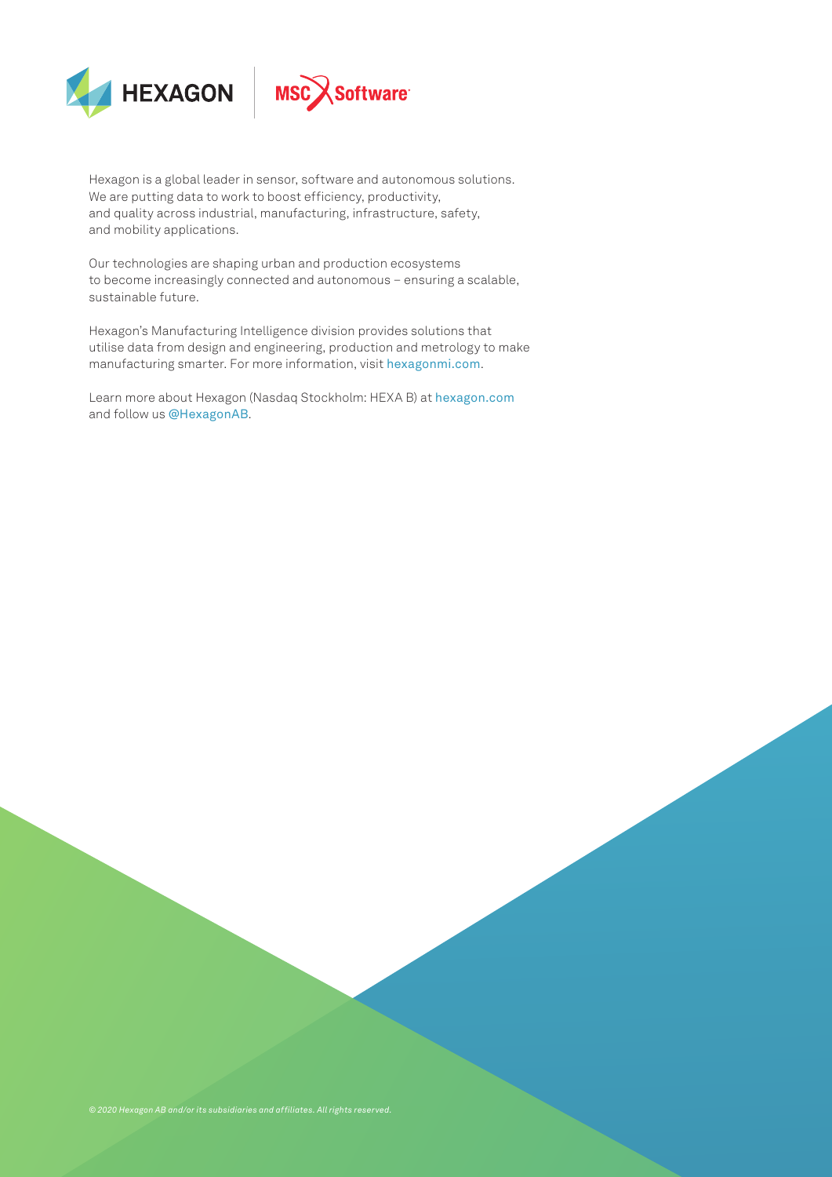Hexagon is a global leader in sensor, software and autonomous solutions. We are putting data to work to boost efficiency, productivity, and quality across industrial, manufacturing, infrastructure, safety, and mobility applications.

Our technologies are shaping urban and production ecosystems to become increasingly connected and autonomous – ensuring a scalable, sustainable future.

Hexagon's Manufacturing Intelligence division provides solutions that utilise data from design and engineering, production and metrology to make manufacturing smarter. For more information, visit hexagonmi.com.

Learn more about Hexagon (Nasdaq Stockholm: HEXA B) at hexagon.com and follow us @HexagonAB.

*© 2020 Hexagon AB and/or its subsidiaries and affiliates. All rights reserved.*